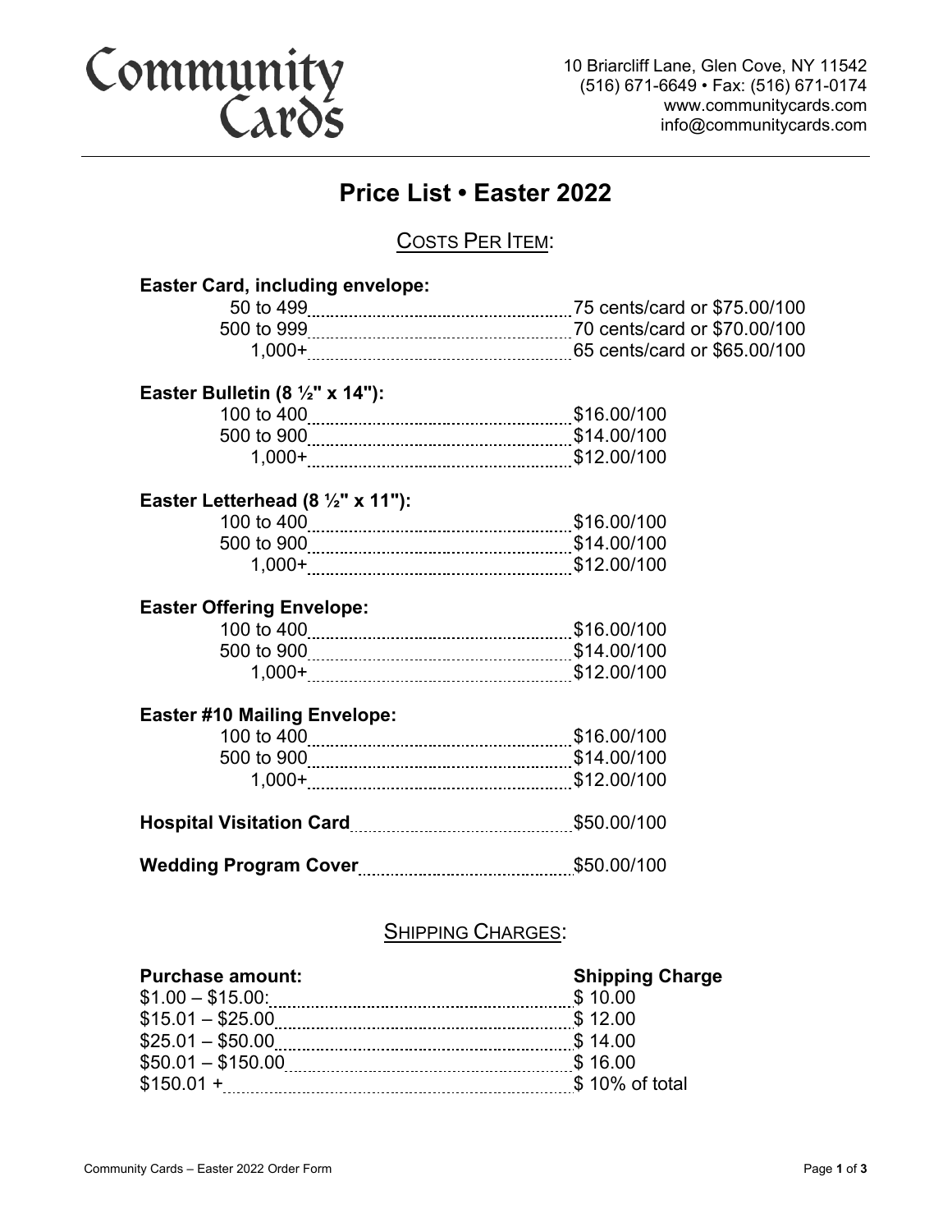# Community Cards

10 Briarcliff Lane, Glen Cove, NY 11542
(516) 671-6649 • Fax: (516) 671-0174
www.communitycards.com
info@communitycards.com

## Price List • Easter 2022

### Costs Per Item:

**Easter Card, including envelope:**

| Quantity | Price |
|---|---|
| 50 to 499 | 75 cents/card or $75.00/100 |
| 500 to 999 | 70 cents/card or $70.00/100 |
| 1,000+ | 65 cents/card or $65.00/100 |

**Easter Bulletin (8 ½" x 14"):**

| Quantity | Price |
|---|---|
| 100 to 400 | $16.00/100 |
| 500 to 900 | $14.00/100 |
| 1,000+ | $12.00/100 |

**Easter Letterhead (8 ½" x 11"):**

| Quantity | Price |
|---|---|
| 100 to 400 | $16.00/100 |
| 500 to 900 | $14.00/100 |
| 1,000+ | $12.00/100 |

**Easter Offering Envelope:**

| Quantity | Price |
|---|---|
| 100 to 400 | $16.00/100 |
| 500 to 900 | $14.00/100 |
| 1,000+ | $12.00/100 |

**Easter #10 Mailing Envelope:**

| Quantity | Price |
|---|---|
| 100 to 400 | $16.00/100 |
| 500 to 900 | $14.00/100 |
| 1,000+ | $12.00/100 |

**Hospital Visitation Card** ........ $50.00/100

**Wedding Program Cover** ........ $50.00/100

### Shipping Charges:

| Purchase amount: | Shipping Charge |
|---|---|
| $1.00 – $15.00: | $ 10.00 |
| $15.01 – $25.00 | $ 12.00 |
| $25.01 – $50.00 | $ 14.00 |
| $50.01 – $150.00 | $ 16.00 |
| $150.01 + | $ 10% of total |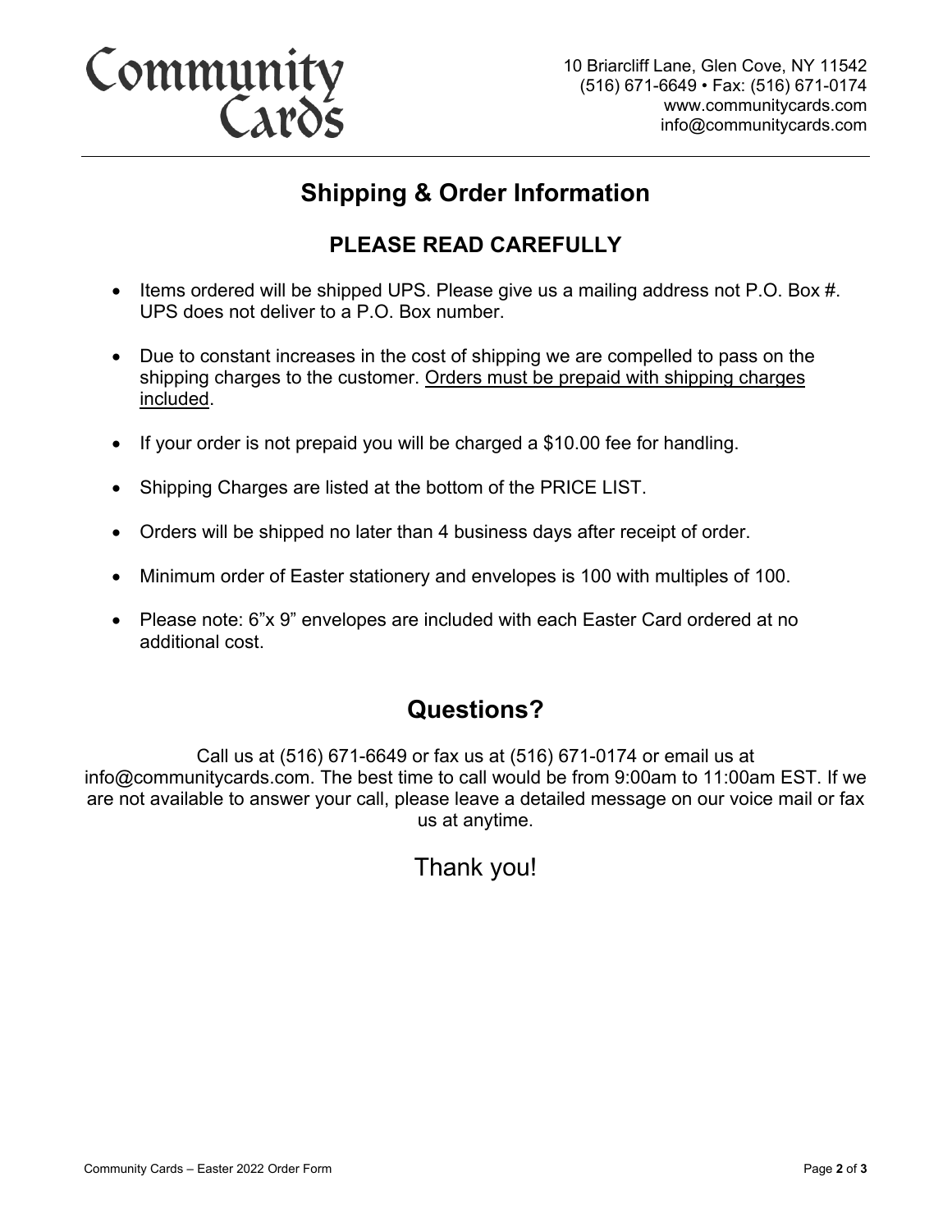# Community Cards

10 Briarcliff Lane, Glen Cove, NY 11542
(516) 671-6649 • Fax: (516) 671-0174
www.communitycards.com
info@communitycards.com

---

## Shipping & Order Information

### PLEASE READ CAREFULLY

- Items ordered will be shipped UPS. Please give us a mailing address not P.O. Box #. UPS does not deliver to a P.O. Box number.
- Due to constant increases in the cost of shipping we are compelled to pass on the shipping charges to the customer. Orders must be prepaid with shipping charges included.
- If your order is not prepaid you will be charged a $10.00 fee for handling.
- Shipping Charges are listed at the bottom of the PRICE LIST.
- Orders will be shipped no later than 4 business days after receipt of order.
- Minimum order of Easter stationery and envelopes is 100 with multiples of 100.
- Please note: 6"x 9" envelopes are included with each Easter Card ordered at no additional cost.

## Questions?

Call us at (516) 671-6649 or fax us at (516) 671-0174 or email us at info@communitycards.com. The best time to call would be from 9:00am to 11:00am EST. If we are not available to answer your call, please leave a detailed message on our voice mail or fax us at anytime.

Thank you!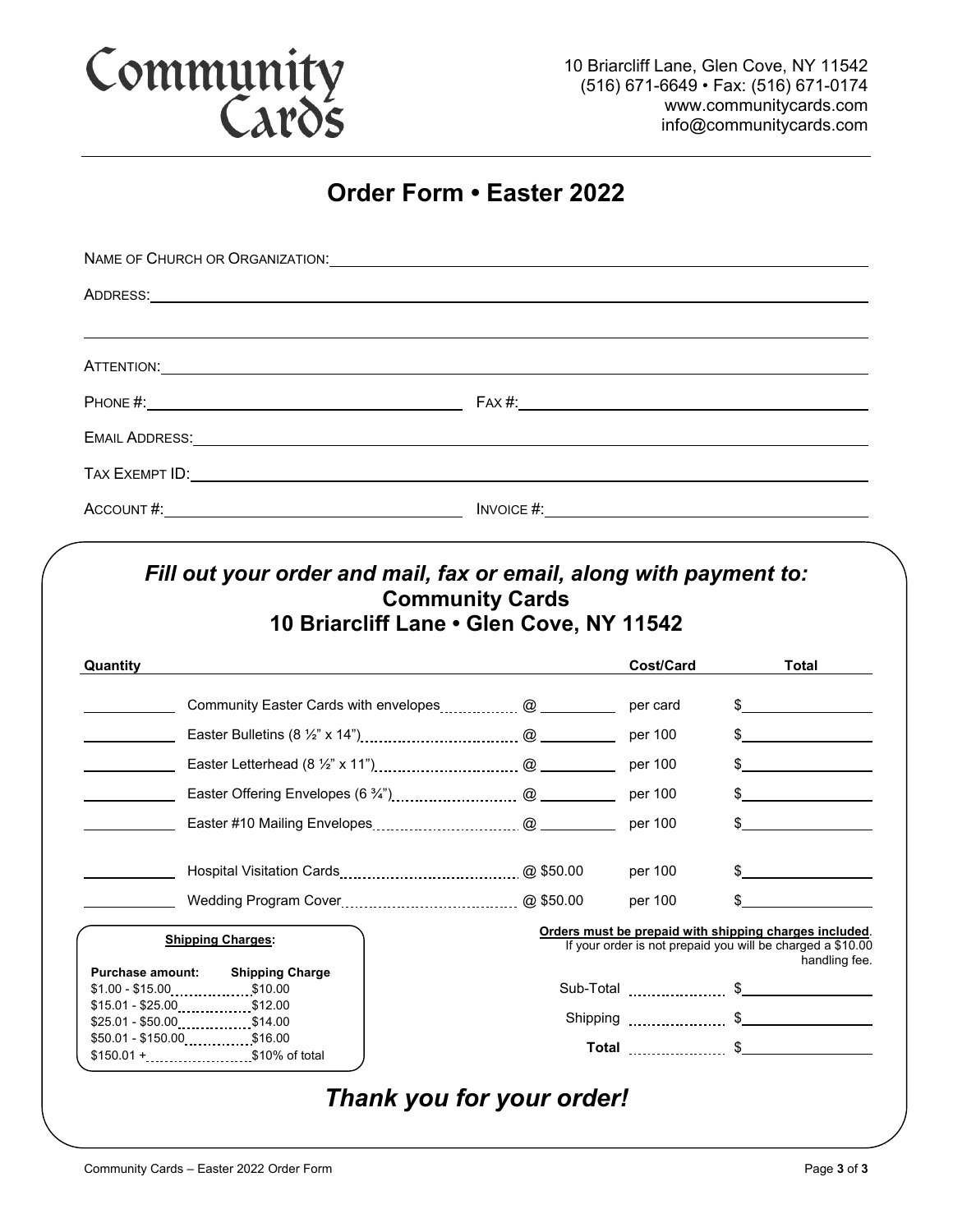Community Cards

10 Briarcliff Lane, Glen Cove, NY 11542
(516) 671-6649 • Fax: (516) 671-0174
www.communitycards.com
info@communitycards.com

# Order Form • Easter 2022

NAME OF CHURCH OR ORGANIZATION: ______________________

ADDRESS: ______________________

______________________

ATTENTION: ______________________

PHONE #: ______________________ FAX #: ______________________

EMAIL ADDRESS: ______________________

TAX EXEMPT ID: ______________________

ACCOUNT #: ______________________ INVOICE #: ______________________

## *Fill out your order and mail, fax or email, along with payment to:*
## Community Cards
## 10 Briarcliff Lane • Glen Cove, NY 11542

| Quantity | | | Cost/Card | Total |
|---|---|---|---|---|
| ______ | Community Easter Cards with envelopes | @ ______ | per card | $______ |
| ______ | Easter Bulletins (8 ½" x 14") | @ ______ | per 100 | $______ |
| ______ | Easter Letterhead (8 ½" x 11") | @ ______ | per 100 | $______ |
| ______ | Easter Offering Envelopes (6 ¾") | @ ______ | per 100 | $______ |
| ______ | Easter #10 Mailing Envelopes | @ ______ | per 100 | $______ |
| ______ | Hospital Visitation Cards | @ $50.00 | per 100 | $______ |
| ______ | Wedding Program Cover | @ $50.00 | per 100 | $______ |

**Shipping Charges:**

| Purchase amount: | Shipping Charge |
|---|---|
| $1.00 - $15.00 | $10.00 |
| $15.01 - $25.00 | $12.00 |
| $25.01 - $50.00 | $14.00 |
| $50.01 - $150.00 | $16.00 |
| $150.01 + | $10% of total |

**Orders must be prepaid with shipping charges included.** If your order is not prepaid you will be charged a $10.00 handling fee.

Sub-Total $______

Shipping $______

**Total** $______

## *Thank you for your order!*